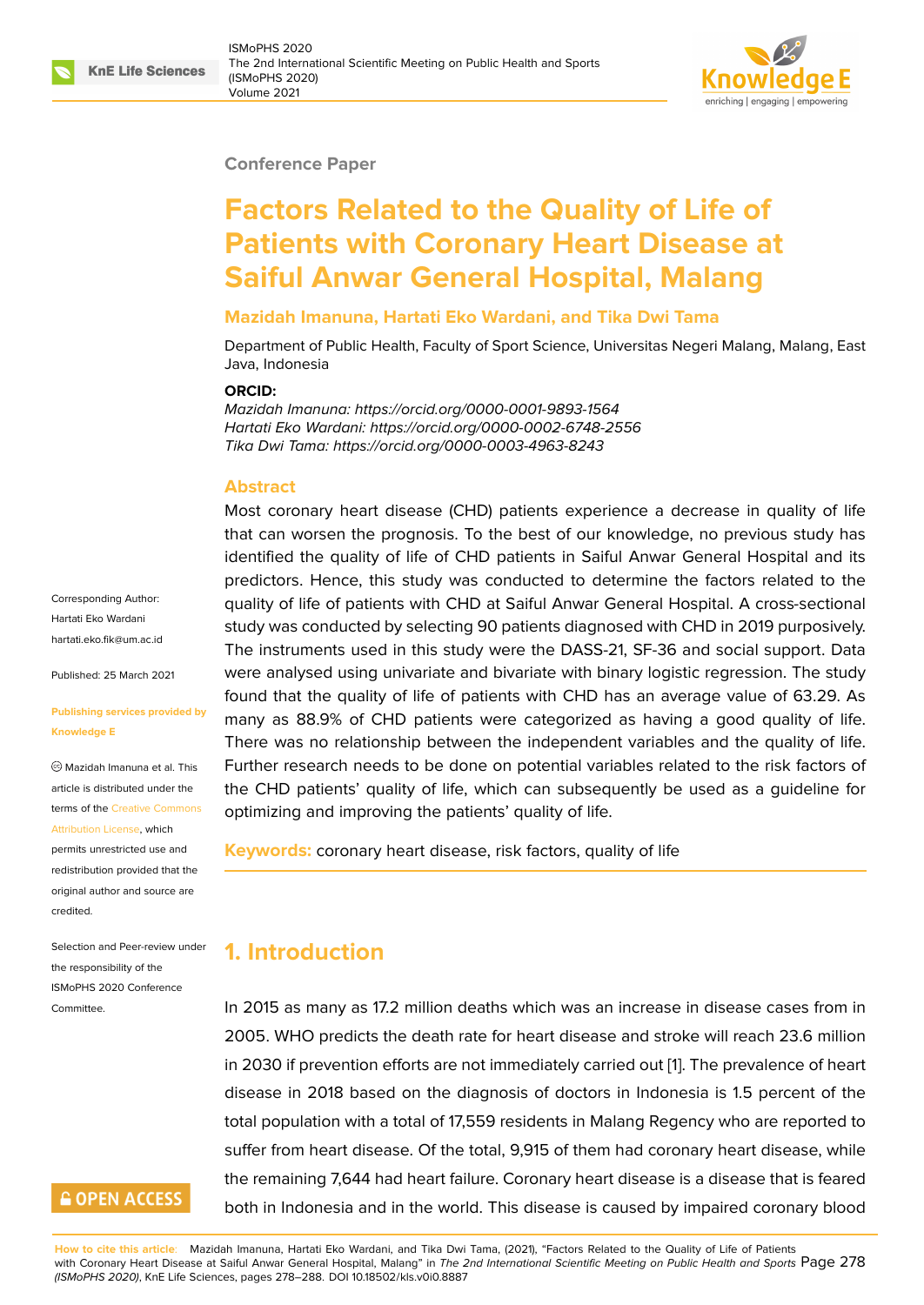Conference Paper

# Factors Related to the Quality of Life of Patients with Coronary Heart Disease at Saiful Anwar General Hospital, Malang

**Mazidah Imanuna, Hartati Eko Wardani, and Tika Dwi Tama**

Department of Public Health, Faculty of Sport Science, Universitas Negeri Malang, Malang, East Java, Indonesia

**ORCID:**

*Mazidah Imanuna: https://orcid.org/0000-0001-9893-1564*
*Hartati Eko Wardani: https://orcid.org/0000-0002-6748-2556*
*Tika Dwi Tama: https://orcid.org/0000-0003-4963-8243*

Corresponding Author:
Hartati Eko Wardani
hartati.eko.fik@um.ac.id

Published: 25 March 2021

**Publishing services provided by Knowledge E**

Mazidah Imanuna et al. This article is distributed under the terms of the Creative Commons Attribution License, which permits unrestricted use and redistribution provided that the original author and source are credited.

Selection and Peer-review under the responsibility of the ISMoPHS 2020 Conference Committee.

## Abstract

Most coronary heart disease (CHD) patients experience a decrease in quality of life that can worsen the prognosis. To the best of our knowledge, no previous study has identified the quality of life of CHD patients in Saiful Anwar General Hospital and its predictors. Hence, this study was conducted to determine the factors related to the quality of life of patients with CHD at Saiful Anwar General Hospital. A cross-sectional study was conducted by selecting 90 patients diagnosed with CHD in 2019 purposively. The instruments used in this study were the DASS-21, SF-36 and social support. Data were analysed using univariate and bivariate with binary logistic regression. The study found that the quality of life of patients with CHD has an average value of 63.29. As many as 88.9% of CHD patients were categorized as having a good quality of life. There was no relationship between the independent variables and the quality of life. Further research needs to be done on potential variables related to the risk factors of the CHD patients' quality of life, which can subsequently be used as a guideline for optimizing and improving the patients' quality of life.

**Keywords:** coronary heart disease, risk factors, quality of life

## 1. Introduction

In 2015 as many as 17.2 million deaths which was an increase in disease cases from in 2005. WHO predicts the death rate for heart disease and stroke will reach 23.6 million in 2030 if prevention efforts are not immediately carried out [1]. The prevalence of heart disease in 2018 based on the diagnosis of doctors in Indonesia is 1.5 percent of the total population with a total of 17,559 residents in Malang Regency who are reported to suffer from heart disease. Of the total, 9,915 of them had coronary heart disease, while the remaining 7,644 had heart failure. Coronary heart disease is a disease that is feared both in Indonesia and in the world. This disease is caused by impaired coronary blood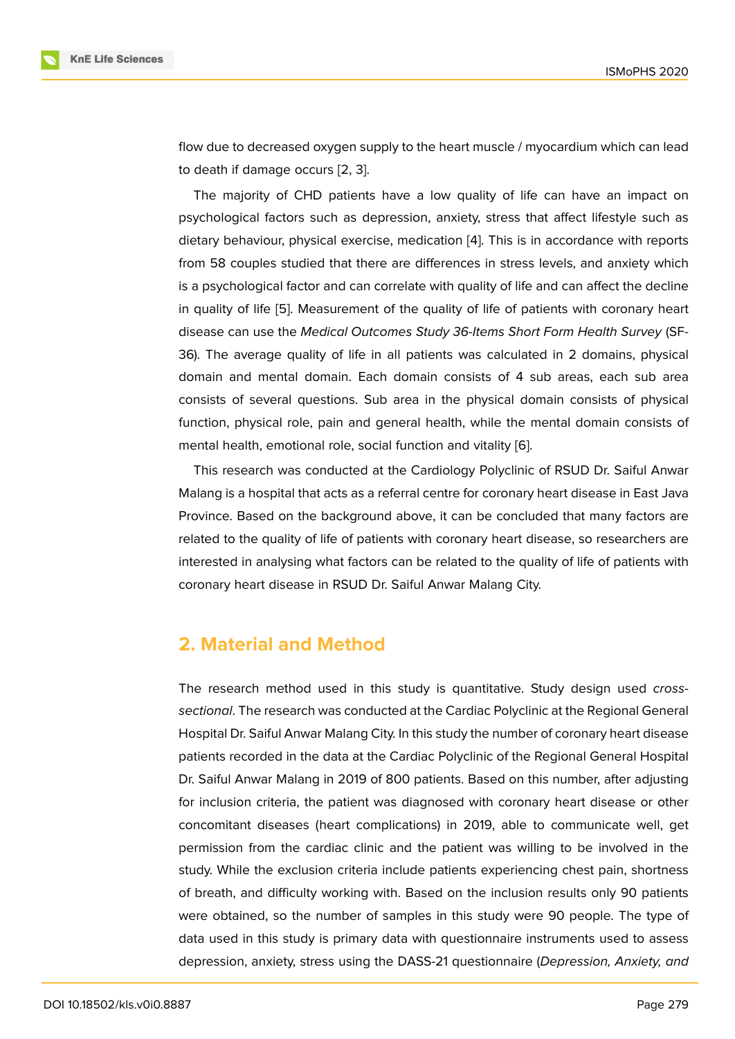flow due to decreased oxygen supply to the heart muscle / myocardium which can lead to death if damage occurs [2, 3].

The majority of CHD patients have a low quality of life can have an impact on psychological factors such as depression, anxiety, stress that affect lifestyle such as dietary behaviour, physical exercise, medication [4]. This is in accordance with reports from 58 couples studied that there are differences in stress levels, and anxiety which is a psychological factor and can correlate with quality of life and can affect the decline in quality of life [5]. Measurement of the quality of life of patients with coronary heart disease can use the *Medical Outcomes Study 36-Items Short Form Health Survey* (SF-36). The average quality of life in all patients was calculated in 2 domains, physical domain and mental domain. Each domain consists of 4 sub areas, each sub area consists of several questions. Sub area in the physical domain consists of physical function, physical role, pain and general health, while the mental domain consists of mental health, emotional role, social function and vitality [6].

This research was conducted at the Cardiology Polyclinic of RSUD Dr. Saiful Anwar Malang is a hospital that acts as a referral centre for coronary heart disease in East Java Province. Based on the background above, it can be concluded that many factors are related to the quality of life of patients with coronary heart disease, so researchers are interested in analysing what factors can be related to the quality of life of patients with coronary heart disease in RSUD Dr. Saiful Anwar Malang City.

## 2. Material and Method

The research method used in this study is quantitative. Study design used *cross-sectional*. The research was conducted at the Cardiac Polyclinic at the Regional General Hospital Dr. Saiful Anwar Malang City. In this study the number of coronary heart disease patients recorded in the data at the Cardiac Polyclinic of the Regional General Hospital Dr. Saiful Anwar Malang in 2019 of 800 patients. Based on this number, after adjusting for inclusion criteria, the patient was diagnosed with coronary heart disease or other concomitant diseases (heart complications) in 2019, able to communicate well, get permission from the cardiac clinic and the patient was willing to be involved in the study. While the exclusion criteria include patients experiencing chest pain, shortness of breath, and difficulty working with. Based on the inclusion results only 90 patients were obtained, so the number of samples in this study were 90 people. The type of data used in this study is primary data with questionnaire instruments used to assess depression, anxiety, stress using the DASS-21 questionnaire (*Depression, Anxiety, and*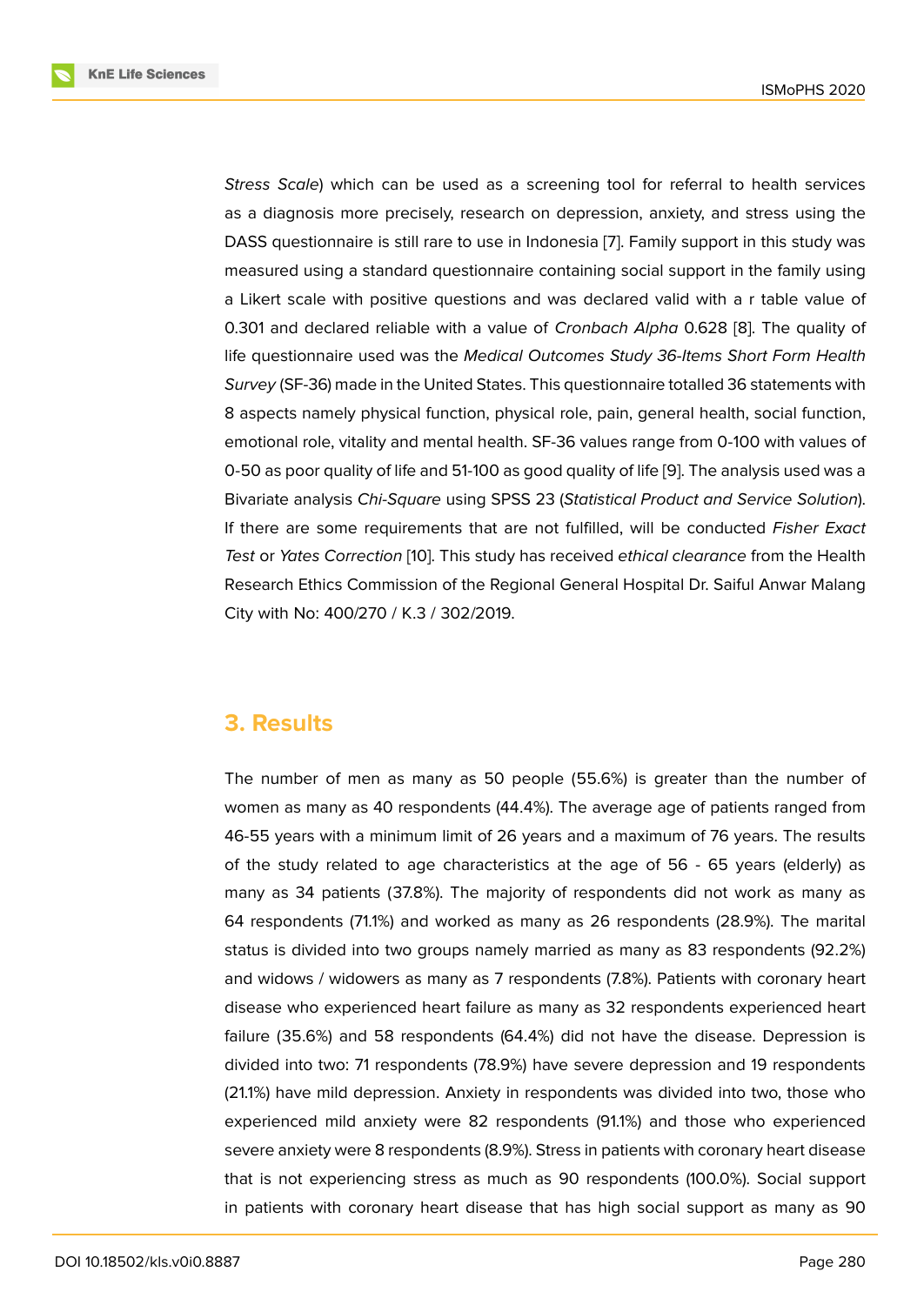*Stress Scale*) which can be used as a screening tool for referral to health services as a diagnosis more precisely, research on depression, anxiety, and stress using the DASS questionnaire is still rare to use in Indonesia [7]. Family support in this study was measured using a standard questionnaire containing social support in the family using a Likert scale with positive questions and was declared valid with a r table value of 0.301 and declared reliable with a value of *Cronbach Alpha* 0.628 [8]. The quality of life questionnaire used was the *Medical Outcomes Study 36-Items Short Form Health Survey* (SF-36) made in the United States. This questionnaire totalled 36 statements with 8 aspects namely physical function, physical role, pain, general health, social function, emotional role, vitality and mental health. SF-36 values range from 0-100 with values of 0-50 as poor quality of life and 51-100 as good quality of life [9]. The analysis used was a Bivariate analysis *Chi-Square* using SPSS 23 (*Statistical Product and Service Solution*). If there are some requirements that are not fulfilled, will be conducted *Fisher Exact Test* or *Yates Correction* [10]. This study has received *ethical clearance* from the Health Research Ethics Commission of the Regional General Hospital Dr. Saiful Anwar Malang City with No: 400/270 / K.3 / 302/2019.

## 3. Results

The number of men as many as 50 people (55.6%) is greater than the number of women as many as 40 respondents (44.4%). The average age of patients ranged from 46-55 years with a minimum limit of 26 years and a maximum of 76 years. The results of the study related to age characteristics at the age of 56 - 65 years (elderly) as many as 34 patients (37.8%). The majority of respondents did not work as many as 64 respondents (71.1%) and worked as many as 26 respondents (28.9%). The marital status is divided into two groups namely married as many as 83 respondents (92.2%) and widows / widowers as many as 7 respondents (7.8%). Patients with coronary heart disease who experienced heart failure as many as 32 respondents experienced heart failure (35.6%) and 58 respondents (64.4%) did not have the disease. Depression is divided into two: 71 respondents (78.9%) have severe depression and 19 respondents (21.1%) have mild depression. Anxiety in respondents was divided into two, those who experienced mild anxiety were 82 respondents (91.1%) and those who experienced severe anxiety were 8 respondents (8.9%). Stress in patients with coronary heart disease that is not experiencing stress as much as 90 respondents (100.0%). Social support in patients with coronary heart disease that has high social support as many as 90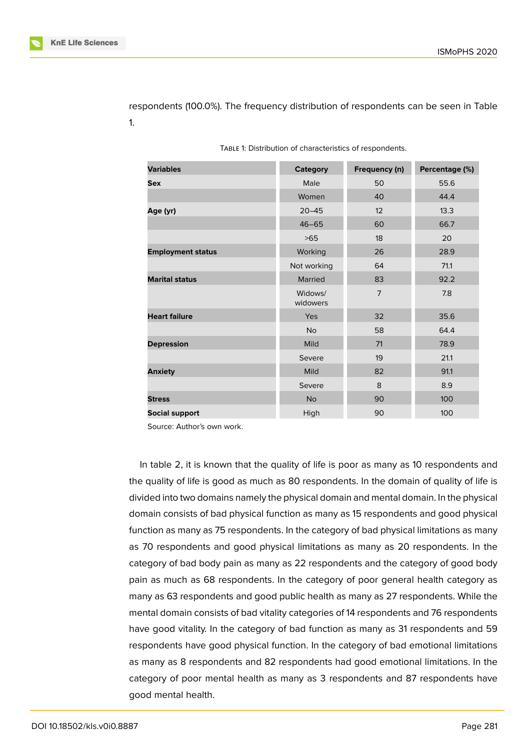respondents (100.0%). The frequency distribution of respondents can be seen in Table 1.

TABLE 1: Distribution of characteristics of respondents.

| Variables | Category | Frequency (n) | Percentage (%) |
|---|---|---|---|
| **Sex** | Male | 50 | 55.6 |
| | Women | 40 | 44.4 |
| **Age (yr)** | 20–45 | 12 | 13.3 |
| | 46–65 | 60 | 66.7 |
| | >65 | 18 | 20 |
| **Employment status** | Working | 26 | 28.9 |
| | Not working | 64 | 71.1 |
| **Marital status** | Married | 83 | 92.2 |
| | Widows/ widowers | 7 | 7.8 |
| **Heart failure** | Yes | 32 | 35.6 |
| | No | 58 | 64.4 |
| **Depression** | Mild | 71 | 78.9 |
| | Severe | 19 | 21.1 |
| **Anxiety** | Mild | 82 | 91.1 |
| | Severe | 8 | 8.9 |
| **Stress** | No | 90 | 100 |
| **Social support** | High | 90 | 100 |

Source: Author's own work.

In table 2, it is known that the quality of life is poor as many as 10 respondents and the quality of life is good as much as 80 respondents. In the domain of quality of life is divided into two domains namely the physical domain and mental domain. In the physical domain consists of bad physical function as many as 15 respondents and good physical function as many as 75 respondents. In the category of bad physical limitations as many as 70 respondents and good physical limitations as many as 20 respondents. In the category of bad body pain as many as 22 respondents and the category of good body pain as much as 68 respondents. In the category of poor general health category as many as 63 respondents and good public health as many as 27 respondents. While the mental domain consists of bad vitality categories of 14 respondents and 76 respondents have good vitality. In the category of bad function as many as 31 respondents and 59 respondents have good physical function. In the category of bad emotional limitations as many as 8 respondents and 82 respondents had good emotional limitations. In the category of poor mental health as many as 3 respondents and 87 respondents have good mental health.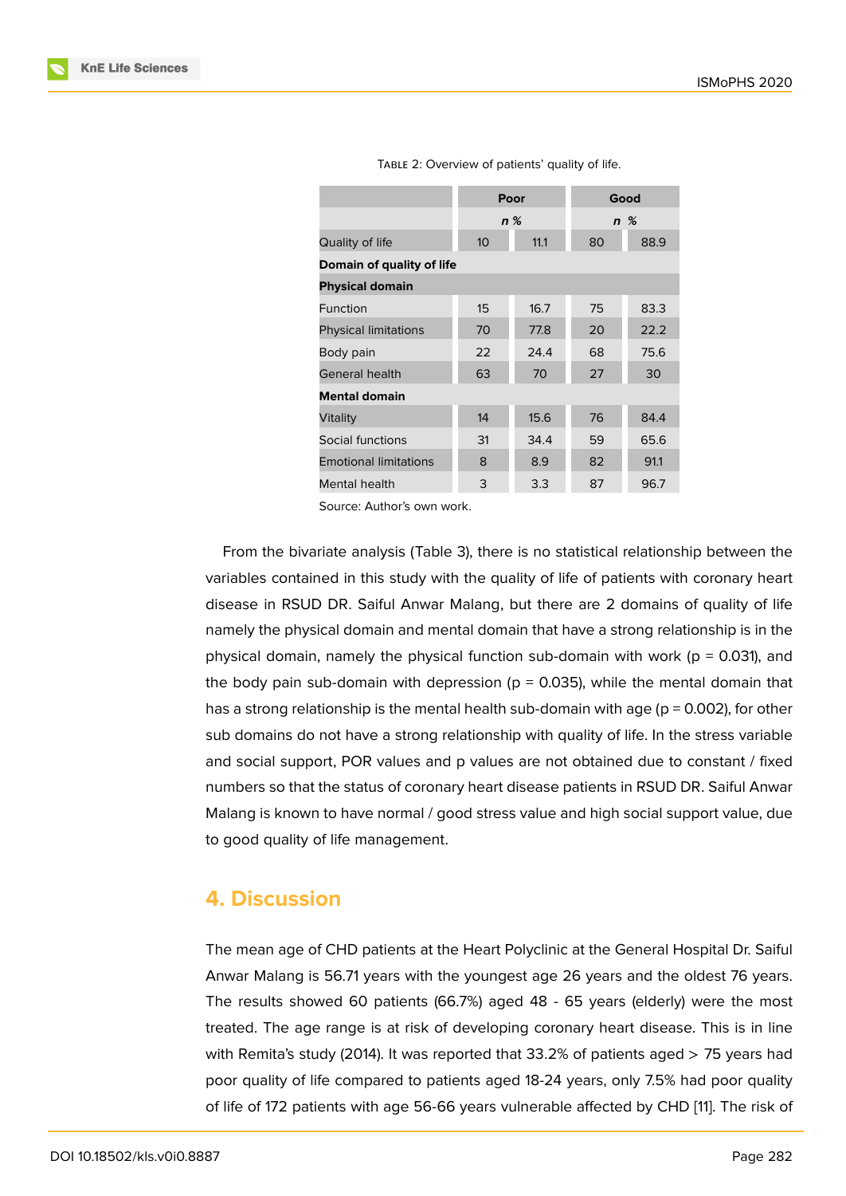Table 2: Overview of patients' quality of life.

| | Poor | | Good | |
|---|---|---|---|---|
| | *n* | *%* | *n* | *%* |
| Quality of life | 10 | 11.1 | 80 | 88.9 |
| **Domain of quality of life** | | | | |
| **Physical domain** | | | | |
| Function | 15 | 16.7 | 75 | 83.3 |
| Physical limitations | 70 | 77.8 | 20 | 22.2 |
| Body pain | 22 | 24.4 | 68 | 75.6 |
| General health | 63 | 70 | 27 | 30 |
| **Mental domain** | | | | |
| Vitality | 14 | 15.6 | 76 | 84.4 |
| Social functions | 31 | 34.4 | 59 | 65.6 |
| Emotional limitations | 8 | 8.9 | 82 | 91.1 |
| Mental health | 3 | 3.3 | 87 | 96.7 |

Source: Author's own work.

From the bivariate analysis (Table 3), there is no statistical relationship between the variables contained in this study with the quality of life of patients with coronary heart disease in RSUD DR. Saiful Anwar Malang, but there are 2 domains of quality of life namely the physical domain and mental domain that have a strong relationship is in the physical domain, namely the physical function sub-domain with work ($p = 0.031$), and the body pain sub-domain with depression ($p = 0.035$), while the mental domain that has a strong relationship is the mental health sub-domain with age ($p = 0.002$), for other sub domains do not have a strong relationship with quality of life. In the stress variable and social support, POR values and p values are not obtained due to constant / fixed numbers so that the status of coronary heart disease patients in RSUD DR. Saiful Anwar Malang is known to have normal / good stress value and high social support value, due to good quality of life management.

## 4. Discussion

The mean age of CHD patients at the Heart Polyclinic at the General Hospital Dr. Saiful Anwar Malang is 56.71 years with the youngest age 26 years and the oldest 76 years. The results showed 60 patients (66.7%) aged 48 - 65 years (elderly) were the most treated. The age range is at risk of developing coronary heart disease. This is in line with Remita's study (2014). It was reported that 33.2% of patients aged > 75 years had poor quality of life compared to patients aged 18-24 years, only 7.5% had poor quality of life of 172 patients with age 56-66 years vulnerable affected by CHD [11]. The risk of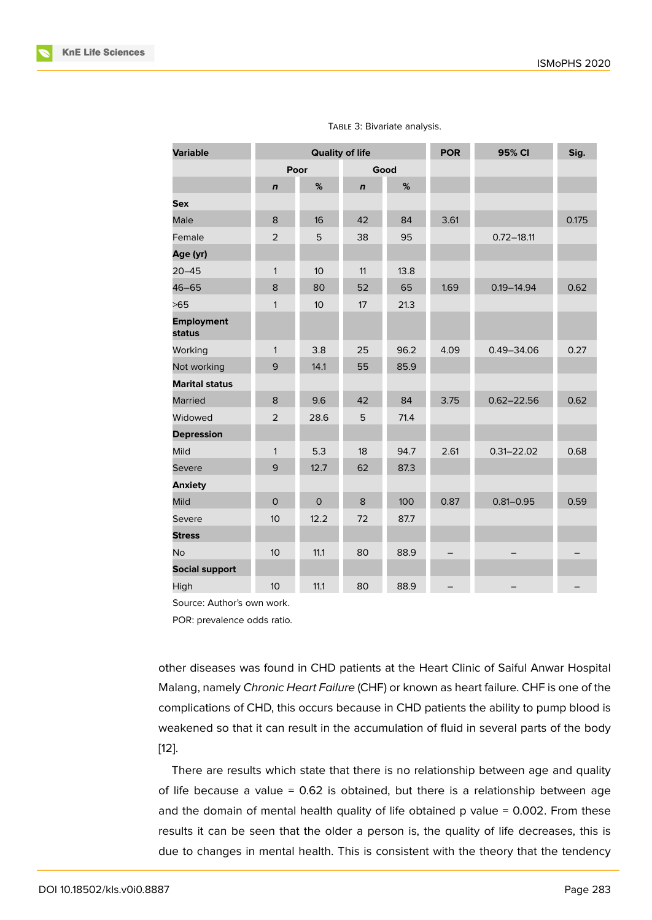Table 3: Bivariate analysis.

| Variable | Quality of life | | | | POR | 95% CI | Sig. |
|---|---|---|---|---|---|---|---|
| | Poor | | Good | | | | |
| | *n* | % | *n* | % | | | |
| **Sex** | | | | | | | |
| Male | 8 | 16 | 42 | 84 | 3.61 | | 0.175 |
| Female | 2 | 5 | 38 | 95 | | 0.72–18.11 | |
| **Age (yr)** | | | | | | | |
| 20–45 | 1 | 10 | 11 | 13.8 | | | |
| 46–65 | 8 | 80 | 52 | 65 | 1.69 | 0.19–14.94 | 0.62 |
| >65 | 1 | 10 | 17 | 21.3 | | | |
| **Employment status** | | | | | | | |
| Working | 1 | 3.8 | 25 | 96.2 | 4.09 | 0.49–34.06 | 0.27 |
| Not working | 9 | 14.1 | 55 | 85.9 | | | |
| **Marital status** | | | | | | | |
| Married | 8 | 9.6 | 42 | 84 | 3.75 | 0.62–22.56 | 0.62 |
| Widowed | 2 | 28.6 | 5 | 71.4 | | | |
| **Depression** | | | | | | | |
| Mild | 1 | 5.3 | 18 | 94.7 | 2.61 | 0.31–22.02 | 0.68 |
| Severe | 9 | 12.7 | 62 | 87.3 | | | |
| **Anxiety** | | | | | | | |
| Mild | 0 | 0 | 8 | 100 | 0.87 | 0.81–0.95 | 0.59 |
| Severe | 10 | 12.2 | 72 | 87.7 | | | |
| **Stress** | | | | | | | |
| No | 10 | 11.1 | 80 | 88.9 | – | – | – |
| **Social support** | | | | | | | |
| High | 10 | 11.1 | 80 | 88.9 | – | – | – |

Source: Author's own work.

POR: prevalence odds ratio.

other diseases was found in CHD patients at the Heart Clinic of Saiful Anwar Hospital Malang, namely *Chronic Heart Failure* (CHF) or known as heart failure. CHF is one of the complications of CHD, this occurs because in CHD patients the ability to pump blood is weakened so that it can result in the accumulation of fluid in several parts of the body [12].

There are results which state that there is no relationship between age and quality of life because a value = 0.62 is obtained, but there is a relationship between age and the domain of mental health quality of life obtained p value = 0.002. From these results it can be seen that the older a person is, the quality of life decreases, this is due to changes in mental health. This is consistent with the theory that the tendency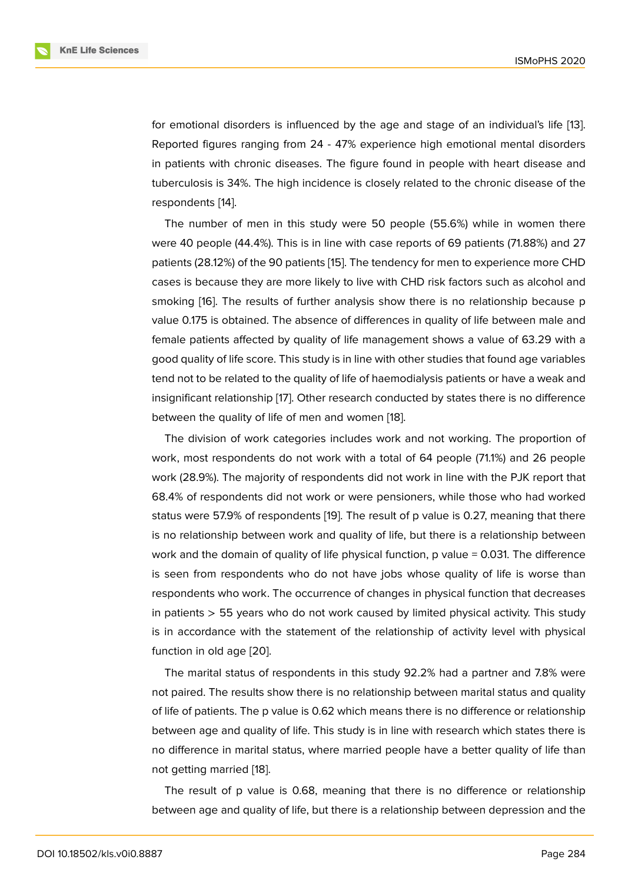for emotional disorders is influenced by the age and stage of an individual's life [13]. Reported figures ranging from 24 - 47% experience high emotional mental disorders in patients with chronic diseases. The figure found in people with heart disease and tuberculosis is 34%. The high incidence is closely related to the chronic disease of the respondents [14].

The number of men in this study were 50 people (55.6%) while in women there were 40 people (44.4%). This is in line with case reports of 69 patients (71.88%) and 27 patients (28.12%) of the 90 patients [15]. The tendency for men to experience more CHD cases is because they are more likely to live with CHD risk factors such as alcohol and smoking [16]. The results of further analysis show there is no relationship because p value 0.175 is obtained. The absence of differences in quality of life between male and female patients affected by quality of life management shows a value of 63.29 with a good quality of life score. This study is in line with other studies that found age variables tend not to be related to the quality of life of haemodialysis patients or have a weak and insignificant relationship [17]. Other research conducted by states there is no difference between the quality of life of men and women [18].

The division of work categories includes work and not working. The proportion of work, most respondents do not work with a total of 64 people (71.1%) and 26 people work (28.9%). The majority of respondents did not work in line with the PJK report that 68.4% of respondents did not work or were pensioners, while those who had worked status were 57.9% of respondents [19]. The result of p value is 0.27, meaning that there is no relationship between work and quality of life, but there is a relationship between work and the domain of quality of life physical function, p value = 0.031. The difference is seen from respondents who do not have jobs whose quality of life is worse than respondents who work. The occurrence of changes in physical function that decreases in patients > 55 years who do not work caused by limited physical activity. This study is in accordance with the statement of the relationship of activity level with physical function in old age [20].

The marital status of respondents in this study 92.2% had a partner and 7.8% were not paired. The results show there is no relationship between marital status and quality of life of patients. The p value is 0.62 which means there is no difference or relationship between age and quality of life. This study is in line with research which states there is no difference in marital status, where married people have a better quality of life than not getting married [18].

The result of p value is 0.68, meaning that there is no difference or relationship between age and quality of life, but there is a relationship between depression and the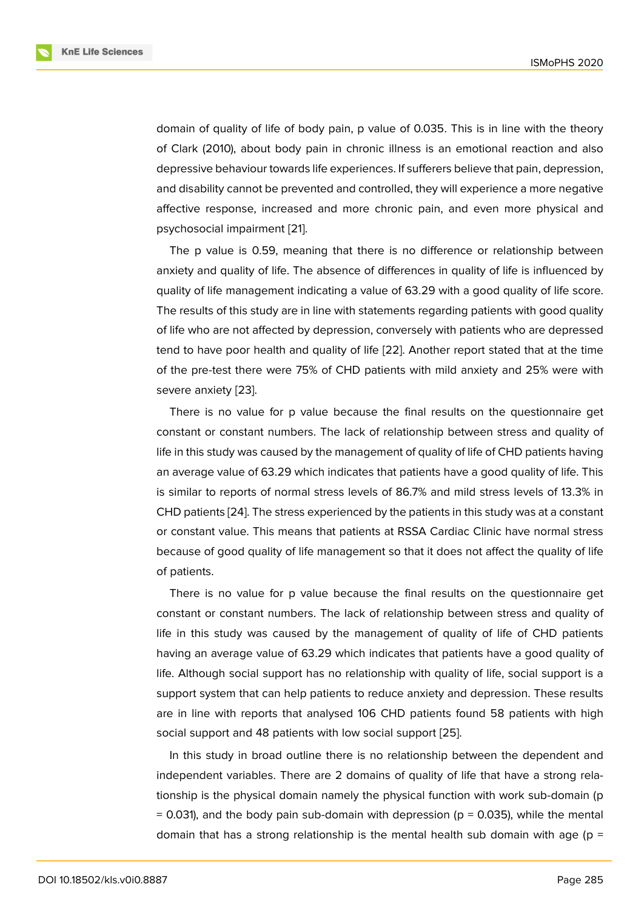domain of quality of life of body pain, p value of 0.035. This is in line with the theory of Clark (2010), about body pain in chronic illness is an emotional reaction and also depressive behaviour towards life experiences. If sufferers believe that pain, depression, and disability cannot be prevented and controlled, they will experience a more negative affective response, increased and more chronic pain, and even more physical and psychosocial impairment [21].

The p value is 0.59, meaning that there is no difference or relationship between anxiety and quality of life. The absence of differences in quality of life is influenced by quality of life management indicating a value of 63.29 with a good quality of life score. The results of this study are in line with statements regarding patients with good quality of life who are not affected by depression, conversely with patients who are depressed tend to have poor health and quality of life [22]. Another report stated that at the time of the pre-test there were 75% of CHD patients with mild anxiety and 25% were with severe anxiety [23].

There is no value for p value because the final results on the questionnaire get constant or constant numbers. The lack of relationship between stress and quality of life in this study was caused by the management of quality of life of CHD patients having an average value of 63.29 which indicates that patients have a good quality of life. This is similar to reports of normal stress levels of 86.7% and mild stress levels of 13.3% in CHD patients [24]. The stress experienced by the patients in this study was at a constant or constant value. This means that patients at RSSA Cardiac Clinic have normal stress because of good quality of life management so that it does not affect the quality of life of patients.

There is no value for p value because the final results on the questionnaire get constant or constant numbers. The lack of relationship between stress and quality of life in this study was caused by the management of quality of life of CHD patients having an average value of 63.29 which indicates that patients have a good quality of life. Although social support has no relationship with quality of life, social support is a support system that can help patients to reduce anxiety and depression. These results are in line with reports that analysed 106 CHD patients found 58 patients with high social support and 48 patients with low social support [25].

In this study in broad outline there is no relationship between the dependent and independent variables. There are 2 domains of quality of life that have a strong relationship is the physical domain namely the physical function with work sub-domain (p = 0.031), and the body pain sub-domain with depression (p = 0.035), while the mental domain that has a strong relationship is the mental health sub domain with age (p =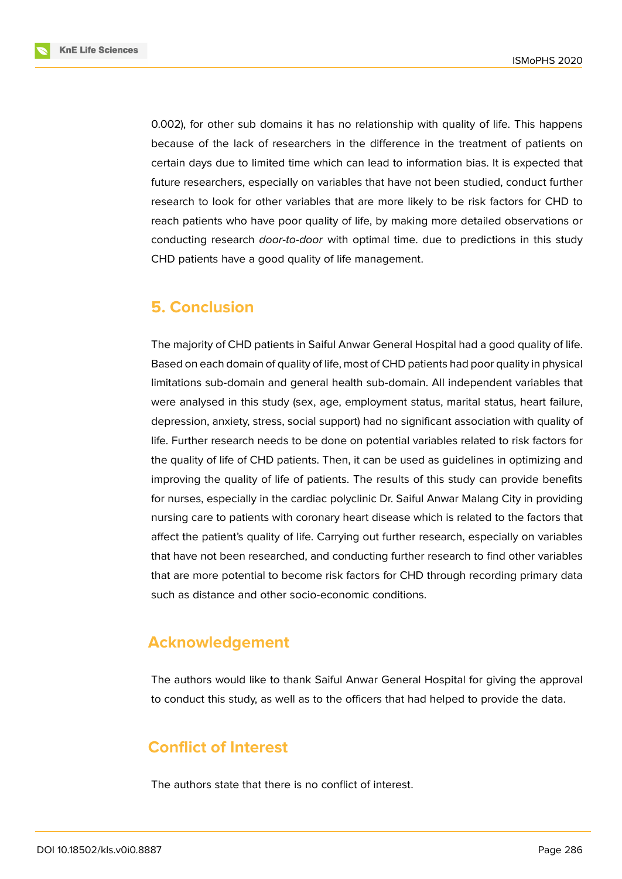0.002), for other sub domains it has no relationship with quality of life. This happens because of the lack of researchers in the difference in the treatment of patients on certain days due to limited time which can lead to information bias. It is expected that future researchers, especially on variables that have not been studied, conduct further research to look for other variables that are more likely to be risk factors for CHD to reach patients who have poor quality of life, by making more detailed observations or conducting research *door-to-door* with optimal time. due to predictions in this study CHD patients have a good quality of life management.

## 5. Conclusion

The majority of CHD patients in Saiful Anwar General Hospital had a good quality of life. Based on each domain of quality of life, most of CHD patients had poor quality in physical limitations sub-domain and general health sub-domain. All independent variables that were analysed in this study (sex, age, employment status, marital status, heart failure, depression, anxiety, stress, social support) had no significant association with quality of life. Further research needs to be done on potential variables related to risk factors for the quality of life of CHD patients. Then, it can be used as guidelines in optimizing and improving the quality of life of patients. The results of this study can provide benefits for nurses, especially in the cardiac polyclinic Dr. Saiful Anwar Malang City in providing nursing care to patients with coronary heart disease which is related to the factors that affect the patient's quality of life. Carrying out further research, especially on variables that have not been researched, and conducting further research to find other variables that are more potential to become risk factors for CHD through recording primary data such as distance and other socio-economic conditions.

## Acknowledgement

The authors would like to thank Saiful Anwar General Hospital for giving the approval to conduct this study, as well as to the officers that had helped to provide the data.

## Conflict of Interest

The authors state that there is no conflict of interest.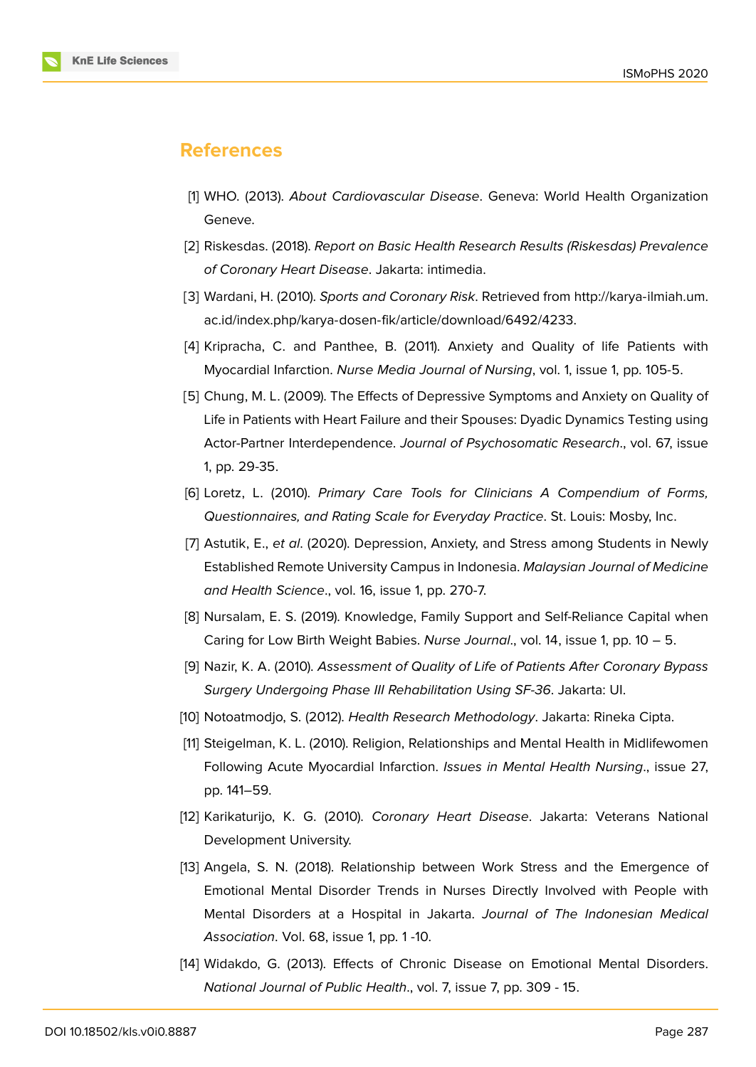## References

[1] WHO. (2013). *About Cardiovascular Disease*. Geneva: World Health Organization Geneve.

[2] Riskesdas. (2018). *Report on Basic Health Research Results (Riskesdas) Prevalence of Coronary Heart Disease*. Jakarta: intimedia.

[3] Wardani, H. (2010). *Sports and Coronary Risk*. Retrieved from http://karya-ilmiah.um.ac.id/index.php/karya-dosen-fik/article/download/6492/4233.

[4] Kripracha, C. and Panthee, B. (2011). Anxiety and Quality of life Patients with Myocardial Infarction. *Nurse Media Journal of Nursing*, vol. 1, issue 1, pp. 105-5.

[5] Chung, M. L. (2009). The Effects of Depressive Symptoms and Anxiety on Quality of Life in Patients with Heart Failure and their Spouses: Dyadic Dynamics Testing using Actor-Partner Interdependence. *Journal of Psychosomatic Research*., vol. 67, issue 1, pp. 29-35.

[6] Loretz, L. (2010). *Primary Care Tools for Clinicians A Compendium of Forms, Questionnaires, and Rating Scale for Everyday Practice*. St. Louis: Mosby, Inc.

[7] Astutik, E., *et al*. (2020). Depression, Anxiety, and Stress among Students in Newly Established Remote University Campus in Indonesia. *Malaysian Journal of Medicine and Health Science*., vol. 16, issue 1, pp. 270-7.

[8] Nursalam, E. S. (2019). Knowledge, Family Support and Self-Reliance Capital when Caring for Low Birth Weight Babies. *Nurse Journal*., vol. 14, issue 1, pp. 10 – 5.

[9] Nazir, K. A. (2010). *Assessment of Quality of Life of Patients After Coronary Bypass Surgery Undergoing Phase III Rehabilitation Using SF-36*. Jakarta: UI.

[10] Notoatmodjo, S. (2012). *Health Research Methodology*. Jakarta: Rineka Cipta.

[11] Steigelman, K. L. (2010). Religion, Relationships and Mental Health in Midlifewomen Following Acute Myocardial Infarction. *Issues in Mental Health Nursing*., issue 27, pp. 141–59.

[12] Karikaturijo, K. G. (2010). *Coronary Heart Disease*. Jakarta: Veterans National Development University.

[13] Angela, S. N. (2018). Relationship between Work Stress and the Emergence of Emotional Mental Disorder Trends in Nurses Directly Involved with People with Mental Disorders at a Hospital in Jakarta. *Journal of The Indonesian Medical Association*. Vol. 68, issue 1, pp. 1 -10.

[14] Widakdo, G. (2013). Effects of Chronic Disease on Emotional Mental Disorders. *National Journal of Public Health*., vol. 7, issue 7, pp. 309 - 15.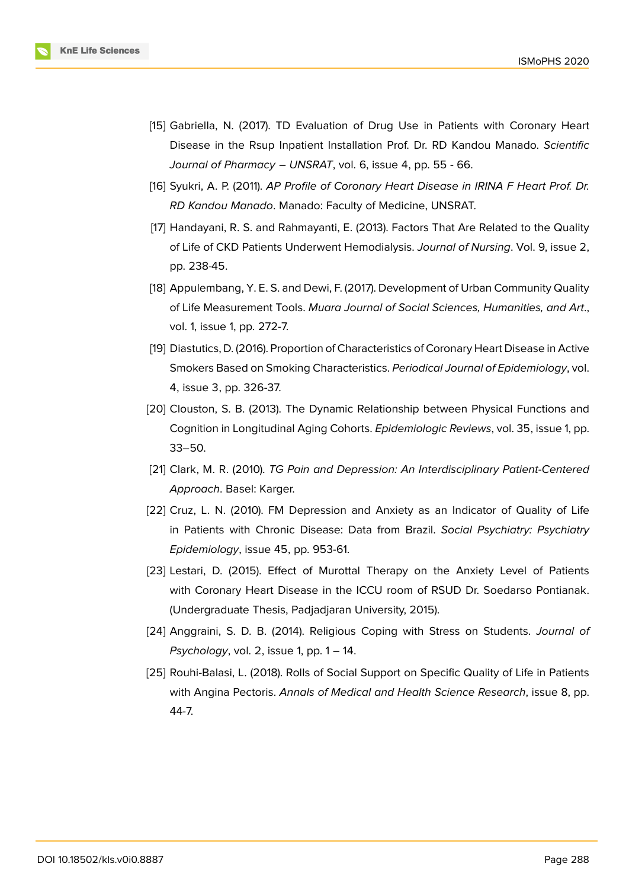[15] Gabriella, N. (2017). TD Evaluation of Drug Use in Patients with Coronary Heart Disease in the Rsup Inpatient Installation Prof. Dr. RD Kandou Manado. *Scientific Journal of Pharmacy – UNSRAT*, vol. 6, issue 4, pp. 55 - 66.

[16] Syukri, A. P. (2011). *AP Profile of Coronary Heart Disease in IRINA F Heart Prof. Dr. RD Kandou Manado*. Manado: Faculty of Medicine, UNSRAT.

[17] Handayani, R. S. and Rahmayanti, E. (2013). Factors That Are Related to the Quality of Life of CKD Patients Underwent Hemodialysis. *Journal of Nursing*. Vol. 9, issue 2, pp. 238-45.

[18] Appulembang, Y. E. S. and Dewi, F. (2017). Development of Urban Community Quality of Life Measurement Tools. *Muara Journal of Social Sciences, Humanities, and Art.*, vol. 1, issue 1, pp. 272-7.

[19] Diastutics, D. (2016). Proportion of Characteristics of Coronary Heart Disease in Active Smokers Based on Smoking Characteristics. *Periodical Journal of Epidemiology*, vol. 4, issue 3, pp. 326-37.

[20] Clouston, S. B. (2013). The Dynamic Relationship between Physical Functions and Cognition in Longitudinal Aging Cohorts. *Epidemiologic Reviews*, vol. 35, issue 1, pp. 33–50.

[21] Clark, M. R. (2010). *TG Pain and Depression: An Interdisciplinary Patient-Centered Approach*. Basel: Karger.

[22] Cruz, L. N. (2010). FM Depression and Anxiety as an Indicator of Quality of Life in Patients with Chronic Disease: Data from Brazil. *Social Psychiatry: Psychiatry Epidemiology*, issue 45, pp. 953-61.

[23] Lestari, D. (2015). Effect of Murottal Therapy on the Anxiety Level of Patients with Coronary Heart Disease in the ICCU room of RSUD Dr. Soedarso Pontianak. (Undergraduate Thesis, Padjadjaran University, 2015).

[24] Anggraini, S. D. B. (2014). Religious Coping with Stress on Students. *Journal of Psychology*, vol. 2, issue 1, pp. 1 – 14.

[25] Rouhi-Balasi, L. (2018). Rolls of Social Support on Specific Quality of Life in Patients with Angina Pectoris. *Annals of Medical and Health Science Research*, issue 8, pp. 44-7.